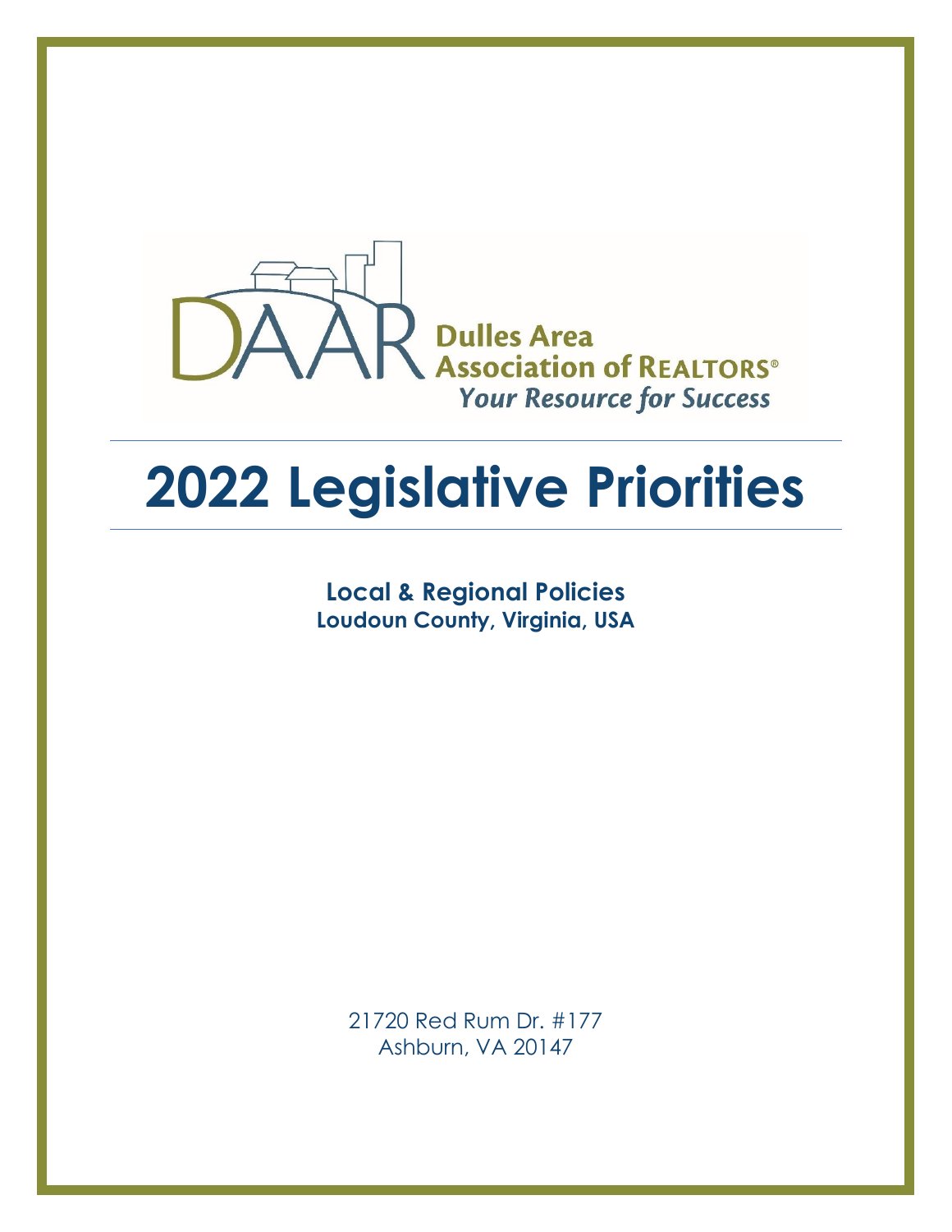DAAR Dulles Area Association of REALTORS®
*Your Resource for Success*

# 2022 Legislative Priorities

**Local & Regional Policies**
**Loudoun County, Virginia, USA**

21720 Red Rum Dr. #177
Ashburn, VA 20147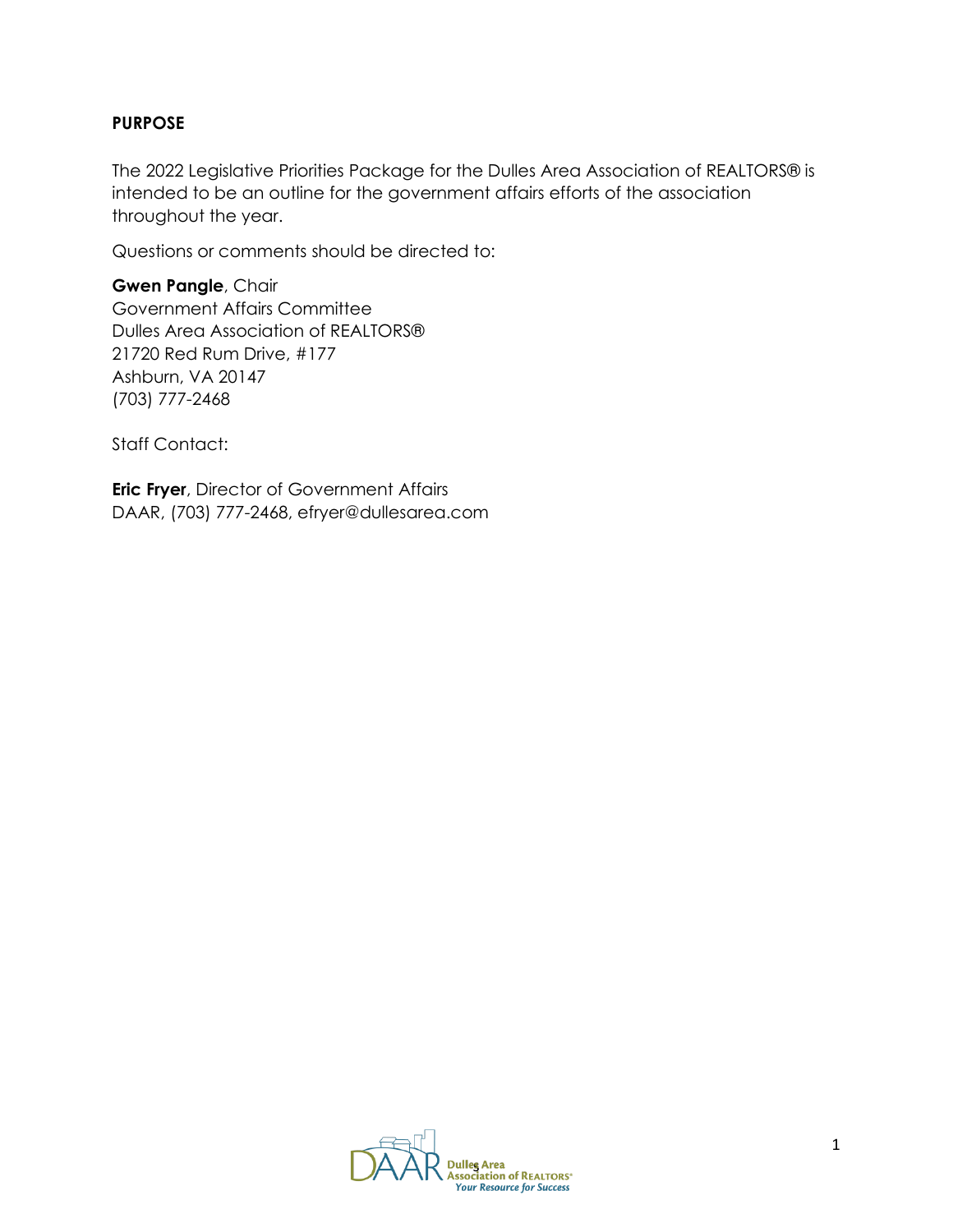## PURPOSE

The 2022 Legislative Priorities Package for the Dulles Area Association of REALTORS® is intended to be an outline for the government affairs efforts of the association throughout the year.

Questions or comments should be directed to:

**Gwen Pangle**, Chair
Government Affairs Committee
Dulles Area Association of REALTORS®
21720 Red Rum Drive, #177
Ashburn, VA 20147
(703) 777-2468

Staff Contact:

**Eric Fryer**, Director of Government Affairs
DAAR, (703) 777-2468, efryer@dullesarea.com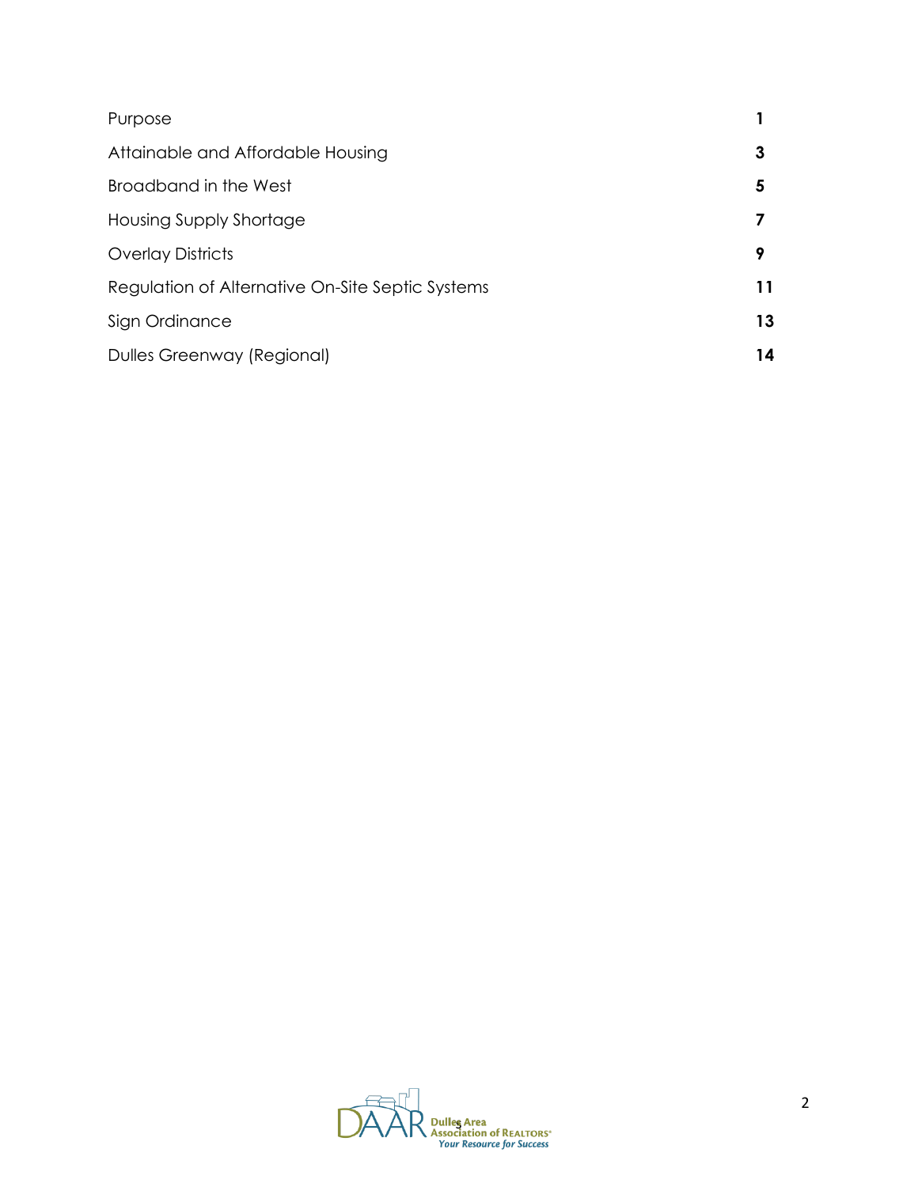| | |
|---|---|
| Purpose | **1** |
| Attainable and Affordable Housing | **3** |
| Broadband in the West | **5** |
| Housing Supply Shortage | **7** |
| Overlay Districts | **9** |
| Regulation of Alternative On-Site Septic Systems | **11** |
| Sign Ordinance | **13** |
| Dulles Greenway (Regional) | **14** |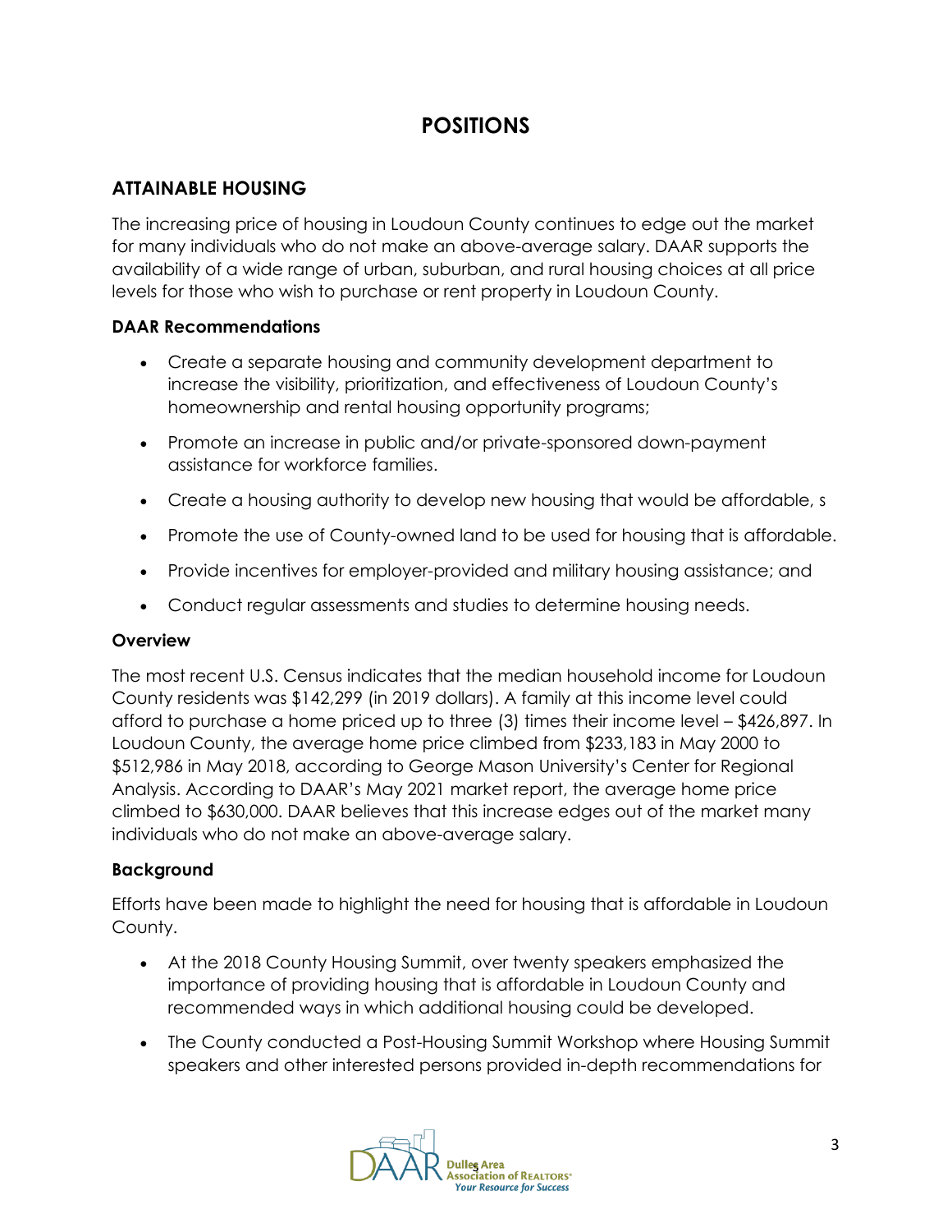# POSITIONS

## ATTAINABLE HOUSING

The increasing price of housing in Loudoun County continues to edge out the market for many individuals who do not make an above-average salary. DAAR supports the availability of a wide range of urban, suburban, and rural housing choices at all price levels for those who wish to purchase or rent property in Loudoun County.

### DAAR Recommendations

- Create a separate housing and community development department to increase the visibility, prioritization, and effectiveness of Loudoun County's homeownership and rental housing opportunity programs;
- Promote an increase in public and/or private-sponsored down-payment assistance for workforce families.
- Create a housing authority to develop new housing that would be affordable, s
- Promote the use of County-owned land to be used for housing that is affordable.
- Provide incentives for employer-provided and military housing assistance; and
- Conduct regular assessments and studies to determine housing needs.

### Overview

The most recent U.S. Census indicates that the median household income for Loudoun County residents was $142,299 (in 2019 dollars). A family at this income level could afford to purchase a home priced up to three (3) times their income level – $426,897. In Loudoun County, the average home price climbed from $233,183 in May 2000 to $512,986 in May 2018, according to George Mason University's Center for Regional Analysis. According to DAAR's May 2021 market report, the average home price climbed to $630,000. DAAR believes that this increase edges out of the market many individuals who do not make an above-average salary.

### Background

Efforts have been made to highlight the need for housing that is affordable in Loudoun County.

- At the 2018 County Housing Summit, over twenty speakers emphasized the importance of providing housing that is affordable in Loudoun County and recommended ways in which additional housing could be developed.
- The County conducted a Post-Housing Summit Workshop where Housing Summit speakers and other interested persons provided in-depth recommendations for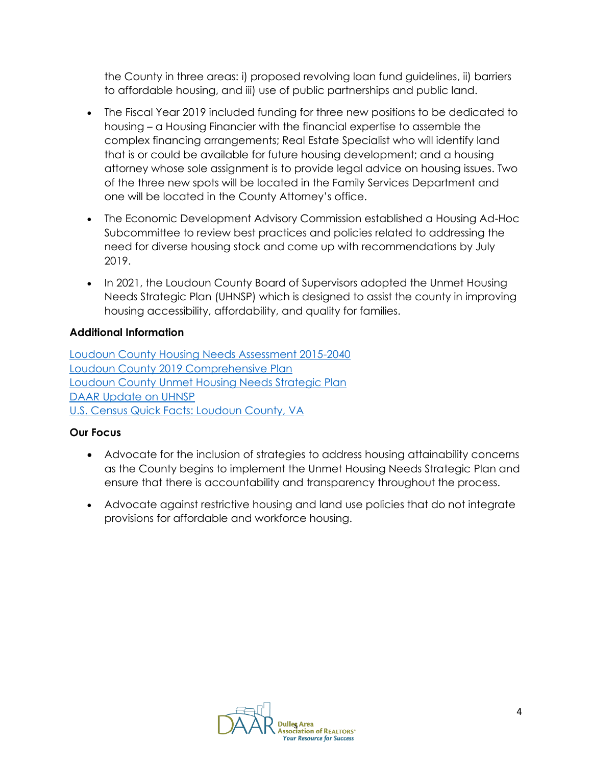the County in three areas: i) proposed revolving loan fund guidelines, ii) barriers to affordable housing, and iii) use of public partnerships and public land.

- The Fiscal Year 2019 included funding for three new positions to be dedicated to housing – a Housing Financier with the financial expertise to assemble the complex financing arrangements; Real Estate Specialist who will identify land that is or could be available for future housing development; and a housing attorney whose sole assignment is to provide legal advice on housing issues. Two of the three new spots will be located in the Family Services Department and one will be located in the County Attorney's office.

- The Economic Development Advisory Commission established a Housing Ad-Hoc Subcommittee to review best practices and policies related to addressing the need for diverse housing stock and come up with recommendations by July 2019.

- In 2021, the Loudoun County Board of Supervisors adopted the Unmet Housing Needs Strategic Plan (UHNSP) which is designed to assist the county in improving housing accessibility, affordability, and quality for families.

### Additional Information

Loudoun County Housing Needs Assessment 2015-2040
Loudoun County 2019 Comprehensive Plan
Loudoun County Unmet Housing Needs Strategic Plan
DAAR Update on UHNSP
U.S. Census Quick Facts: Loudoun County, VA

### Our Focus

- Advocate for the inclusion of strategies to address housing attainability concerns as the County begins to implement the Unmet Housing Needs Strategic Plan and ensure that there is accountability and transparency throughout the process.

- Advocate against restrictive housing and land use policies that do not integrate provisions for affordable and workforce housing.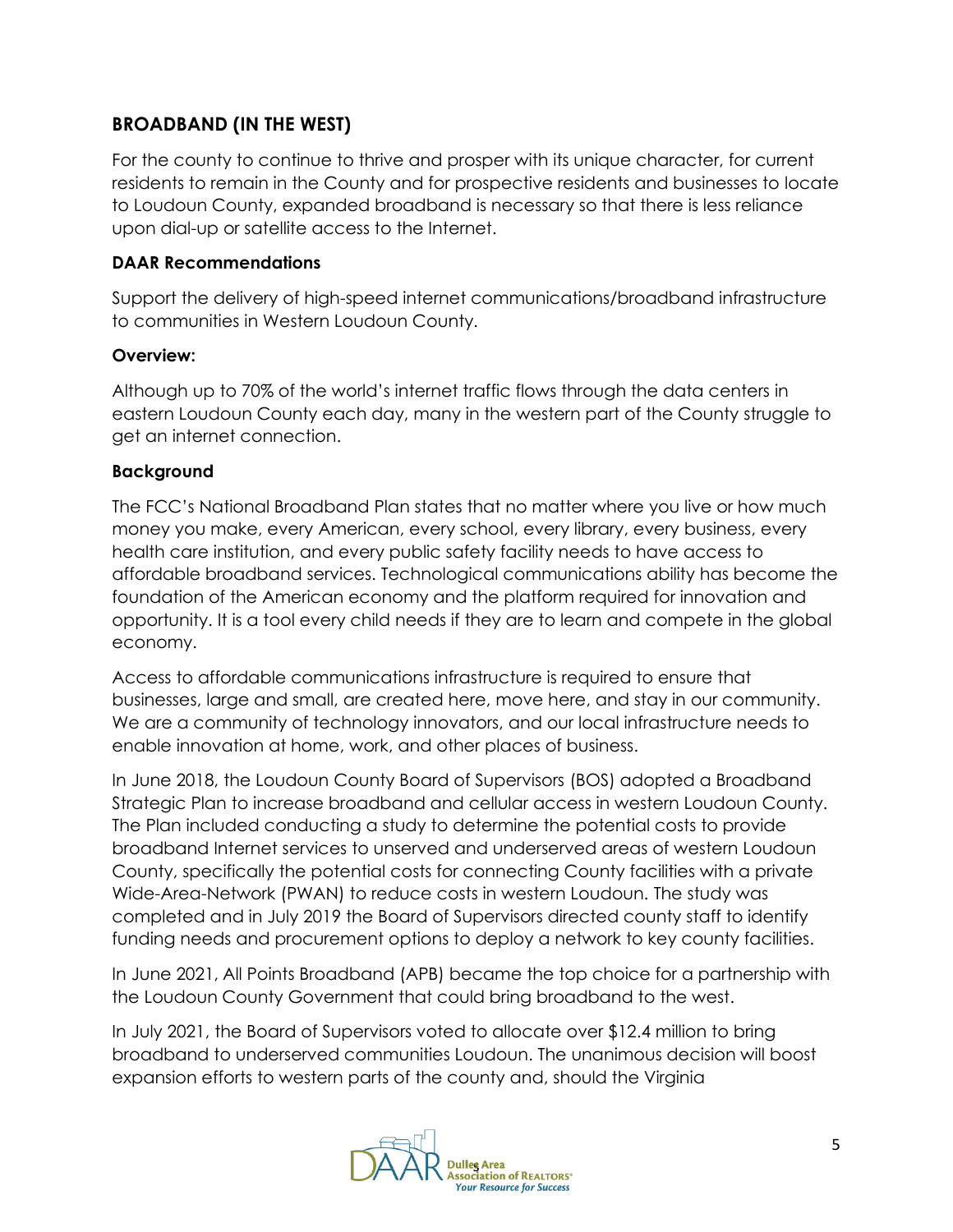## BROADBAND (IN THE WEST)

For the county to continue to thrive and prosper with its unique character, for current residents to remain in the County and for prospective residents and businesses to locate to Loudoun County, expanded broadband is necessary so that there is less reliance upon dial-up or satellite access to the Internet.

### DAAR Recommendations

Support the delivery of high-speed internet communications/broadband infrastructure to communities in Western Loudoun County.

### Overview:

Although up to 70% of the world's internet traffic flows through the data centers in eastern Loudoun County each day, many in the western part of the County struggle to get an internet connection.

### Background

The FCC's National Broadband Plan states that no matter where you live or how much money you make, every American, every school, every library, every business, every health care institution, and every public safety facility needs to have access to affordable broadband services. Technological communications ability has become the foundation of the American economy and the platform required for innovation and opportunity. It is a tool every child needs if they are to learn and compete in the global economy.

Access to affordable communications infrastructure is required to ensure that businesses, large and small, are created here, move here, and stay in our community. We are a community of technology innovators, and our local infrastructure needs to enable innovation at home, work, and other places of business.

In June 2018, the Loudoun County Board of Supervisors (BOS) adopted a Broadband Strategic Plan to increase broadband and cellular access in western Loudoun County. The Plan included conducting a study to determine the potential costs to provide broadband Internet services to unserved and underserved areas of western Loudoun County, specifically the potential costs for connecting County facilities with a private Wide-Area-Network (PWAN) to reduce costs in western Loudoun. The study was completed and in July 2019 the Board of Supervisors directed county staff to identify funding needs and procurement options to deploy a network to key county facilities.

In June 2021, All Points Broadband (APB) became the top choice for a partnership with the Loudoun County Government that could bring broadband to the west.

In July 2021, the Board of Supervisors voted to allocate over $12.4 million to bring broadband to underserved communities Loudoun. The unanimous decision will boost expansion efforts to western parts of the county and, should the Virginia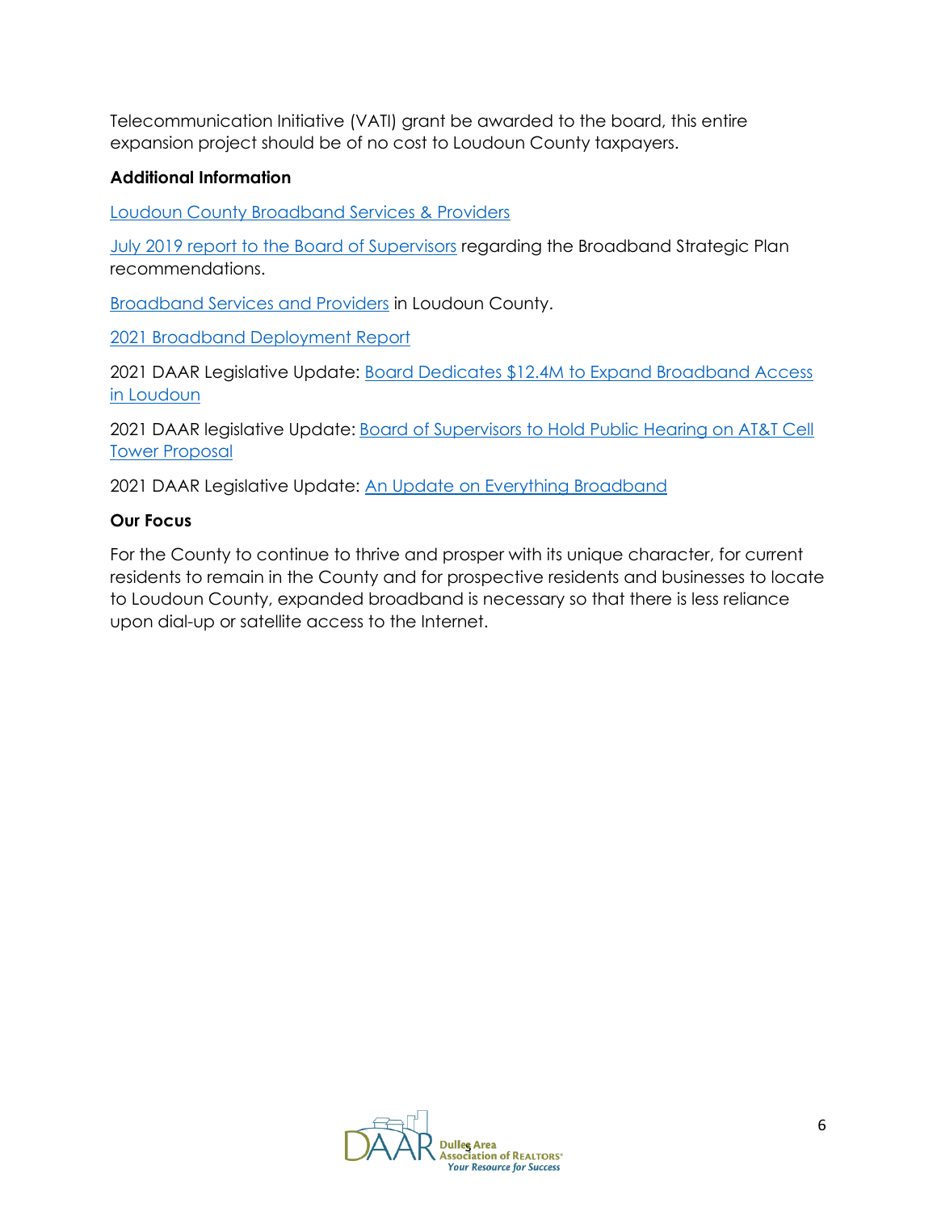Telecommunication Initiative (VATI) grant be awarded to the board, this entire expansion project should be of no cost to Loudoun County taxpayers.

**Additional Information**

Loudoun County Broadband Services & Providers

July 2019 report to the Board of Supervisors regarding the Broadband Strategic Plan recommendations.

Broadband Services and Providers in Loudoun County.

2021 Broadband Deployment Report

2021 DAAR Legislative Update: Board Dedicates $12.4M to Expand Broadband Access in Loudoun

2021 DAAR legislative Update: Board of Supervisors to Hold Public Hearing on AT&T Cell Tower Proposal

2021 DAAR Legislative Update: An Update on Everything Broadband

**Our Focus**

For the County to continue to thrive and prosper with its unique character, for current residents to remain in the County and for prospective residents and businesses to locate to Loudoun County, expanded broadband is necessary so that there is less reliance upon dial-up or satellite access to the Internet.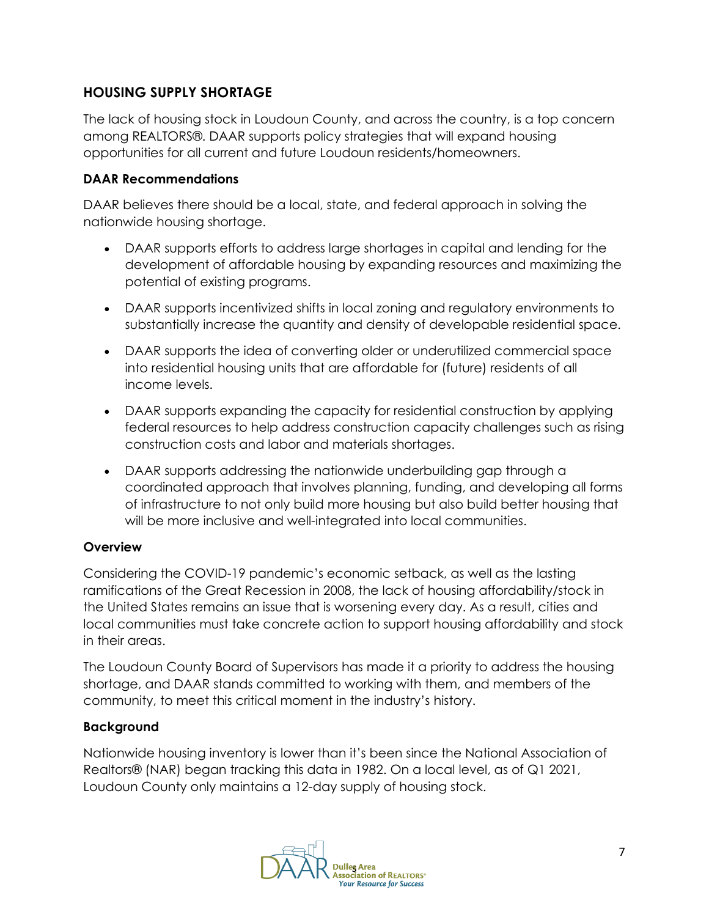## HOUSING SUPPLY SHORTAGE

The lack of housing stock in Loudoun County, and across the country, is a top concern among REALTORS®. DAAR supports policy strategies that will expand housing opportunities for all current and future Loudoun residents/homeowners.

### DAAR Recommendations

DAAR believes there should be a local, state, and federal approach in solving the nationwide housing shortage.

- DAAR supports efforts to address large shortages in capital and lending for the development of affordable housing by expanding resources and maximizing the potential of existing programs.
- DAAR supports incentivized shifts in local zoning and regulatory environments to substantially increase the quantity and density of developable residential space.
- DAAR supports the idea of converting older or underutilized commercial space into residential housing units that are affordable for (future) residents of all income levels.
- DAAR supports expanding the capacity for residential construction by applying federal resources to help address construction capacity challenges such as rising construction costs and labor and materials shortages.
- DAAR supports addressing the nationwide underbuilding gap through a coordinated approach that involves planning, funding, and developing all forms of infrastructure to not only build more housing but also build better housing that will be more inclusive and well-integrated into local communities.

### Overview

Considering the COVID-19 pandemic's economic setback, as well as the lasting ramifications of the Great Recession in 2008, the lack of housing affordability/stock in the United States remains an issue that is worsening every day. As a result, cities and local communities must take concrete action to support housing affordability and stock in their areas.

The Loudoun County Board of Supervisors has made it a priority to address the housing shortage, and DAAR stands committed to working with them, and members of the community, to meet this critical moment in the industry's history.

### Background

Nationwide housing inventory is lower than it's been since the National Association of Realtors® (NAR) began tracking this data in 1982. On a local level, as of Q1 2021, Loudoun County only maintains a 12-day supply of housing stock.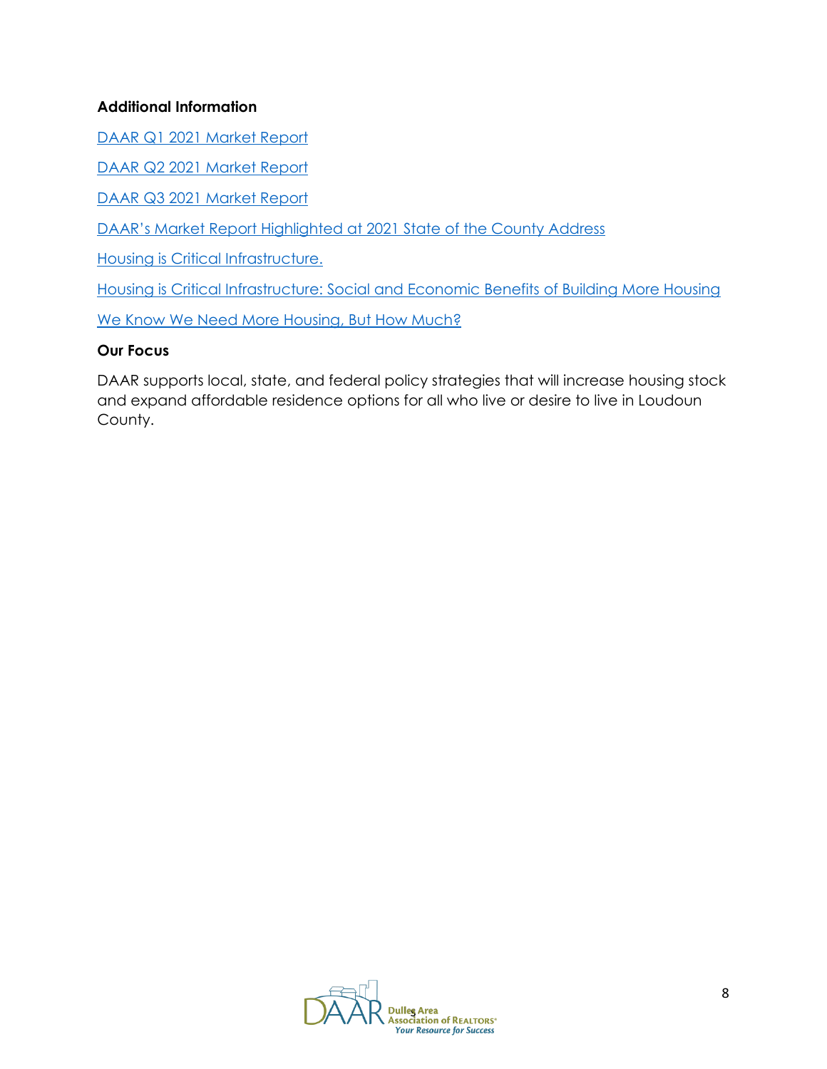**Additional Information**

DAAR Q1 2021 Market Report

DAAR Q2 2021 Market Report

DAAR Q3 2021 Market Report

DAAR's Market Report Highlighted at 2021 State of the County Address

Housing is Critical Infrastructure.

Housing is Critical Infrastructure: Social and Economic Benefits of Building More Housing

We Know We Need More Housing, But How Much?

**Our Focus**

DAAR supports local, state, and federal policy strategies that will increase housing stock and expand affordable residence options for all who live or desire to live in Loudoun County.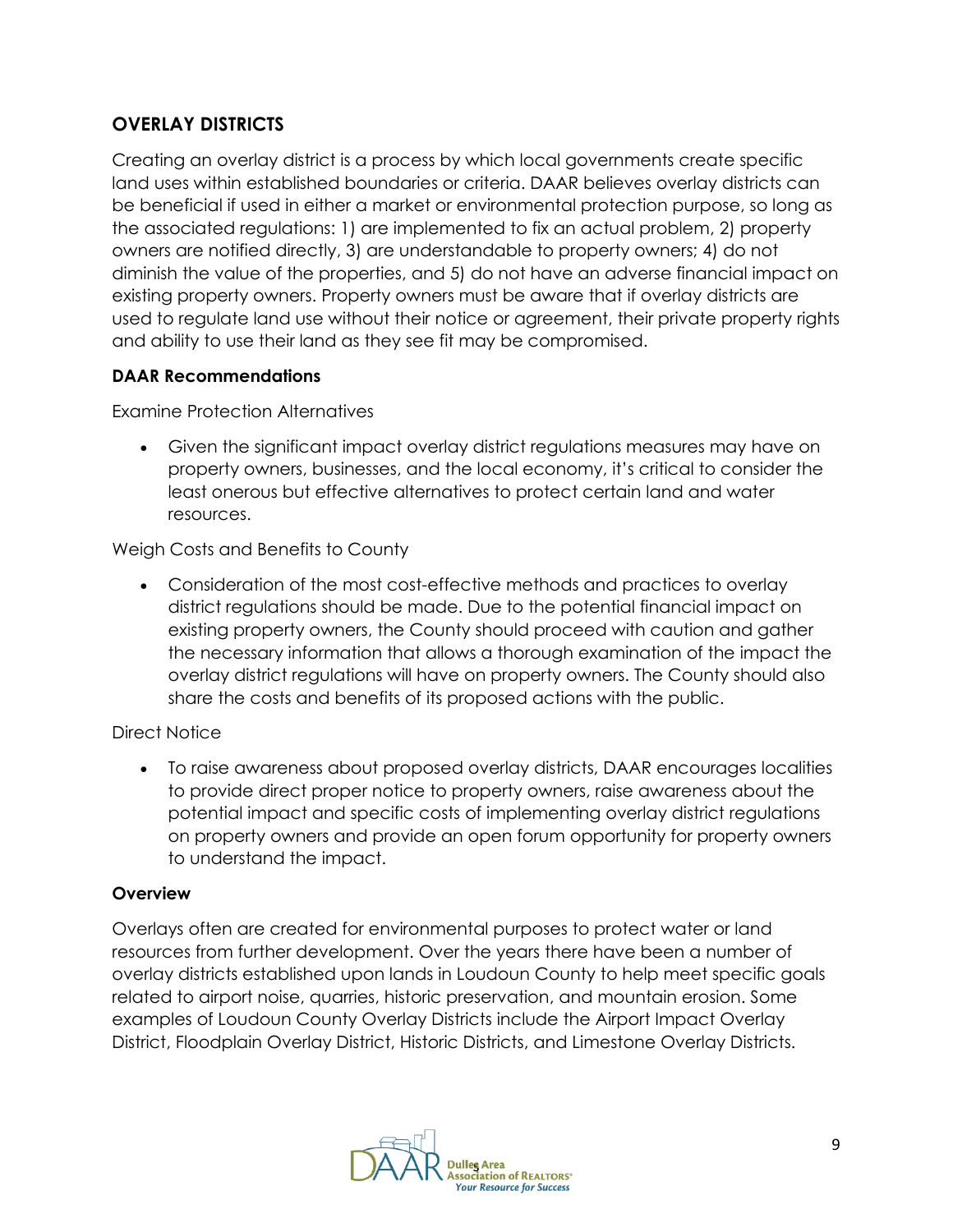## OVERLAY DISTRICTS

Creating an overlay district is a process by which local governments create specific land uses within established boundaries or criteria. DAAR believes overlay districts can be beneficial if used in either a market or environmental protection purpose, so long as the associated regulations: 1) are implemented to fix an actual problem, 2) property owners are notified directly, 3) are understandable to property owners; 4) do not diminish the value of the properties, and 5) do not have an adverse financial impact on existing property owners. Property owners must be aware that if overlay districts are used to regulate land use without their notice or agreement, their private property rights and ability to use their land as they see fit may be compromised.

### DAAR Recommendations

Examine Protection Alternatives

- Given the significant impact overlay district regulations measures may have on property owners, businesses, and the local economy, it's critical to consider the least onerous but effective alternatives to protect certain land and water resources.

Weigh Costs and Benefits to County

- Consideration of the most cost-effective methods and practices to overlay district regulations should be made. Due to the potential financial impact on existing property owners, the County should proceed with caution and gather the necessary information that allows a thorough examination of the impact the overlay district regulations will have on property owners. The County should also share the costs and benefits of its proposed actions with the public.

Direct Notice

- To raise awareness about proposed overlay districts, DAAR encourages localities to provide direct proper notice to property owners, raise awareness about the potential impact and specific costs of implementing overlay district regulations on property owners and provide an open forum opportunity for property owners to understand the impact.

### Overview

Overlays often are created for environmental purposes to protect water or land resources from further development. Over the years there have been a number of overlay districts established upon lands in Loudoun County to help meet specific goals related to airport noise, quarries, historic preservation, and mountain erosion. Some examples of Loudoun County Overlay Districts include the Airport Impact Overlay District, Floodplain Overlay District, Historic Districts, and Limestone Overlay Districts.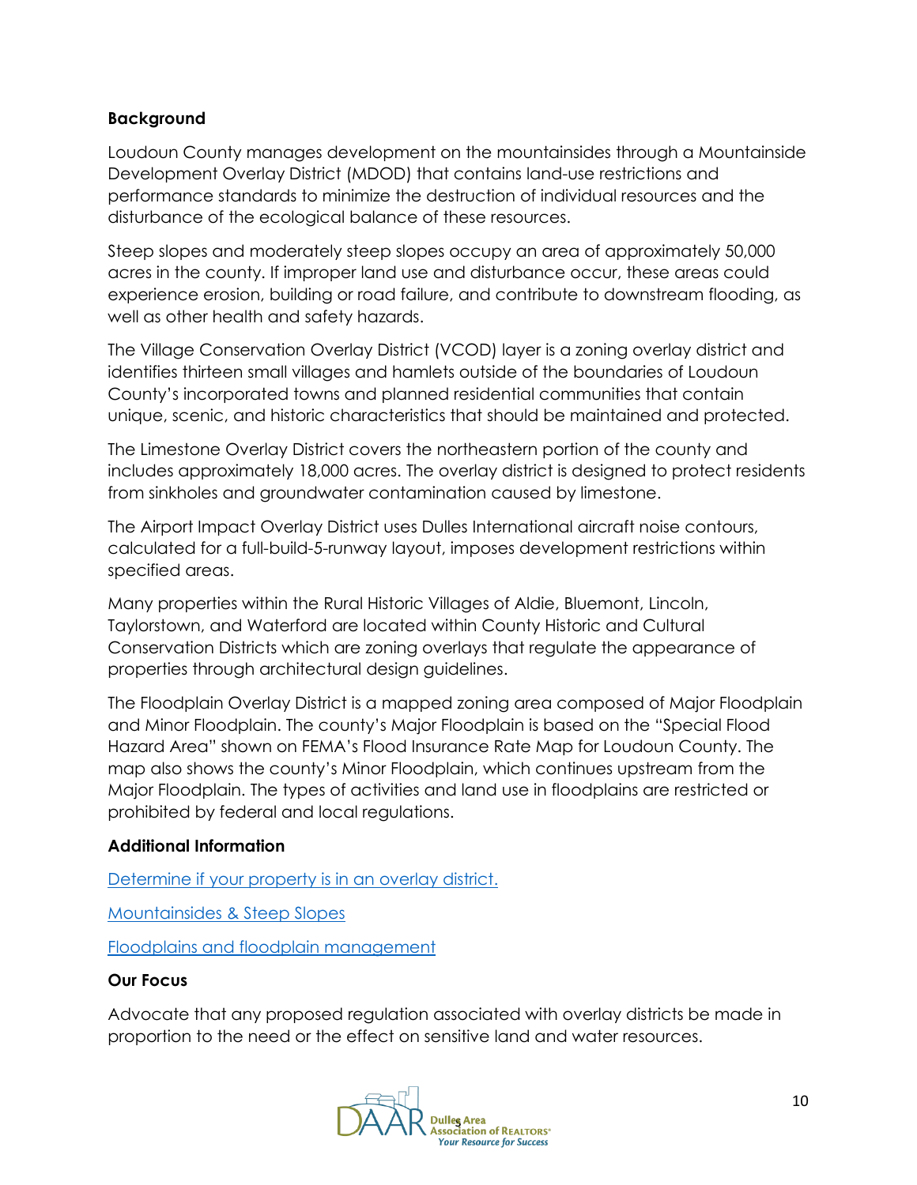**Background**

Loudoun County manages development on the mountainsides through a Mountainside Development Overlay District (MDOD) that contains land-use restrictions and performance standards to minimize the destruction of individual resources and the disturbance of the ecological balance of these resources.

Steep slopes and moderately steep slopes occupy an area of approximately 50,000 acres in the county. If improper land use and disturbance occur, these areas could experience erosion, building or road failure, and contribute to downstream flooding, as well as other health and safety hazards.

The Village Conservation Overlay District (VCOD) layer is a zoning overlay district and identifies thirteen small villages and hamlets outside of the boundaries of Loudoun County's incorporated towns and planned residential communities that contain unique, scenic, and historic characteristics that should be maintained and protected.

The Limestone Overlay District covers the northeastern portion of the county and includes approximately 18,000 acres. The overlay district is designed to protect residents from sinkholes and groundwater contamination caused by limestone.

The Airport Impact Overlay District uses Dulles International aircraft noise contours, calculated for a full-build-5-runway layout, imposes development restrictions within specified areas.

Many properties within the Rural Historic Villages of Aldie, Bluemont, Lincoln, Taylorstown, and Waterford are located within County Historic and Cultural Conservation Districts which are zoning overlays that regulate the appearance of properties through architectural design guidelines.

The Floodplain Overlay District is a mapped zoning area composed of Major Floodplain and Minor Floodplain. The county's Major Floodplain is based on the "Special Flood Hazard Area" shown on FEMA's Flood Insurance Rate Map for Loudoun County. The map also shows the county's Minor Floodplain, which continues upstream from the Major Floodplain. The types of activities and land use in floodplains are restricted or prohibited by federal and local regulations.

**Additional Information**

Determine if your property is in an overlay district.

Mountainsides & Steep Slopes

Floodplains and floodplain management

**Our Focus**

Advocate that any proposed regulation associated with overlay districts be made in proportion to the need or the effect on sensitive land and water resources.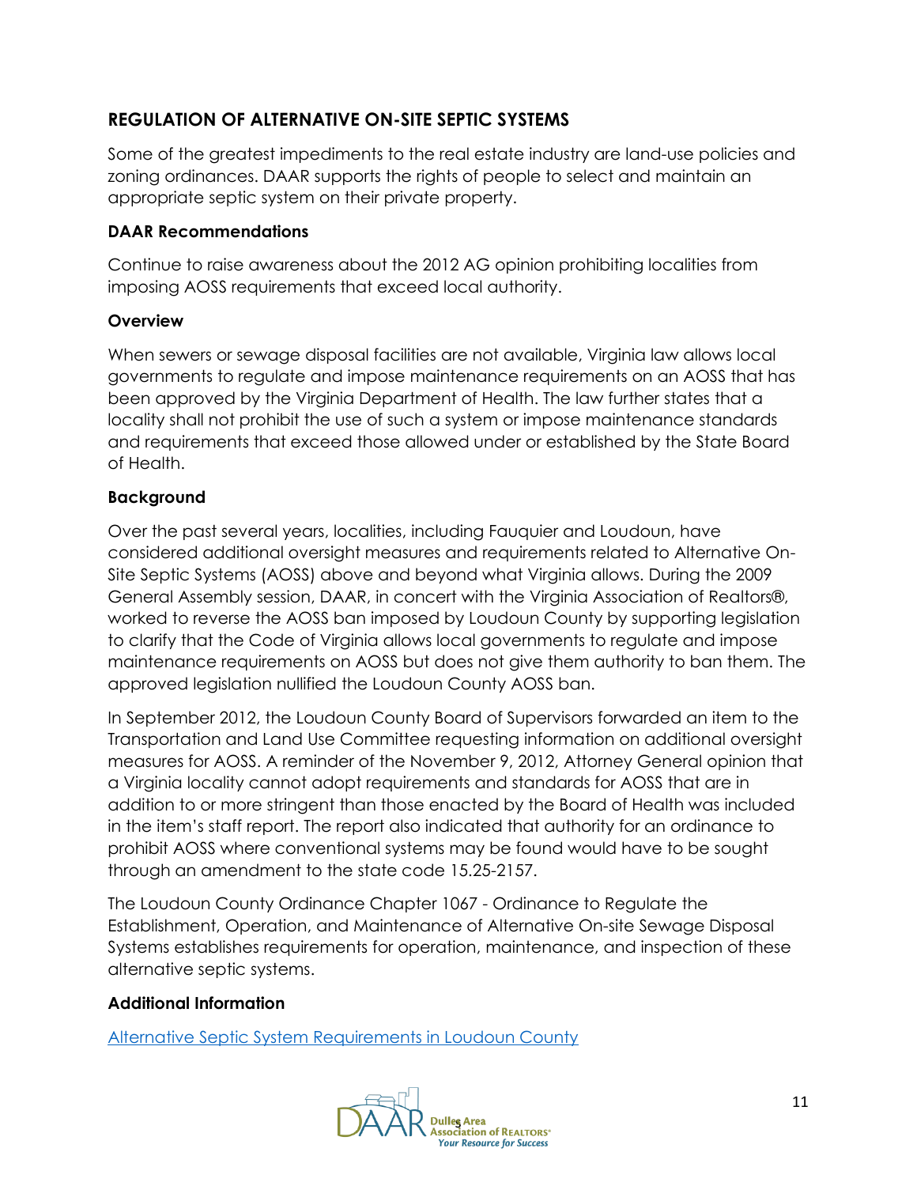## REGULATION OF ALTERNATIVE ON-SITE SEPTIC SYSTEMS

Some of the greatest impediments to the real estate industry are land-use policies and zoning ordinances. DAAR supports the rights of people to select and maintain an appropriate septic system on their private property.

### DAAR Recommendations

Continue to raise awareness about the 2012 AG opinion prohibiting localities from imposing AOSS requirements that exceed local authority.

### Overview

When sewers or sewage disposal facilities are not available, Virginia law allows local governments to regulate and impose maintenance requirements on an AOSS that has been approved by the Virginia Department of Health. The law further states that a locality shall not prohibit the use of such a system or impose maintenance standards and requirements that exceed those allowed under or established by the State Board of Health.

### Background

Over the past several years, localities, including Fauquier and Loudoun, have considered additional oversight measures and requirements related to Alternative On-Site Septic Systems (AOSS) above and beyond what Virginia allows. During the 2009 General Assembly session, DAAR, in concert with the Virginia Association of Realtors®, worked to reverse the AOSS ban imposed by Loudoun County by supporting legislation to clarify that the Code of Virginia allows local governments to regulate and impose maintenance requirements on AOSS but does not give them authority to ban them. The approved legislation nullified the Loudoun County AOSS ban.

In September 2012, the Loudoun County Board of Supervisors forwarded an item to the Transportation and Land Use Committee requesting information on additional oversight measures for AOSS. A reminder of the November 9, 2012, Attorney General opinion that a Virginia locality cannot adopt requirements and standards for AOSS that are in addition to or more stringent than those enacted by the Board of Health was included in the item's staff report. The report also indicated that authority for an ordinance to prohibit AOSS where conventional systems may be found would have to be sought through an amendment to the state code 15.25-2157.

The Loudoun County Ordinance Chapter 1067 - Ordinance to Regulate the Establishment, Operation, and Maintenance of Alternative On-site Sewage Disposal Systems establishes requirements for operation, maintenance, and inspection of these alternative septic systems.

### Additional Information

Alternative Septic System Requirements in Loudoun County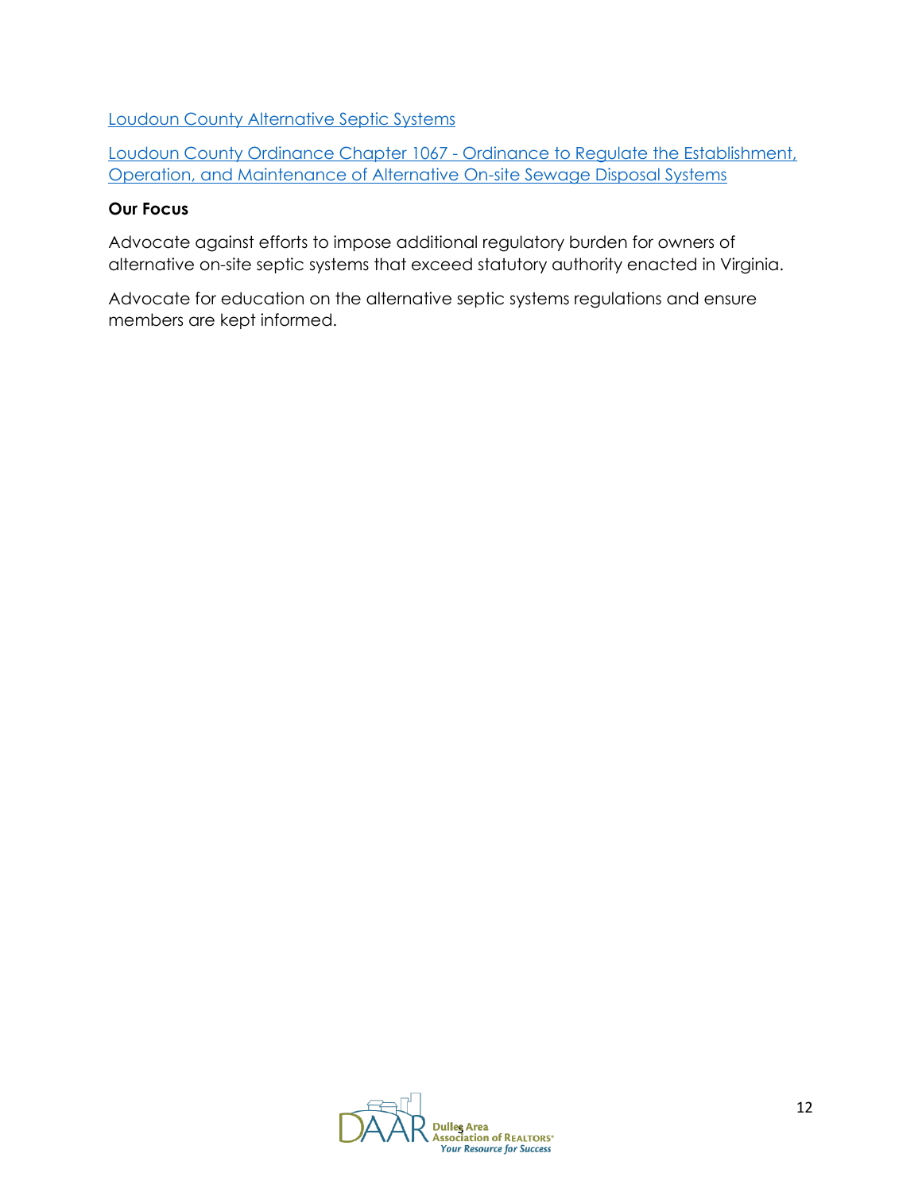Loudoun County Alternative Septic Systems

Loudoun County Ordinance Chapter 1067 - Ordinance to Regulate the Establishment, Operation, and Maintenance of Alternative On-site Sewage Disposal Systems

**Our Focus**

Advocate against efforts to impose additional regulatory burden for owners of alternative on-site septic systems that exceed statutory authority enacted in Virginia.

Advocate for education on the alternative septic systems regulations and ensure members are kept informed.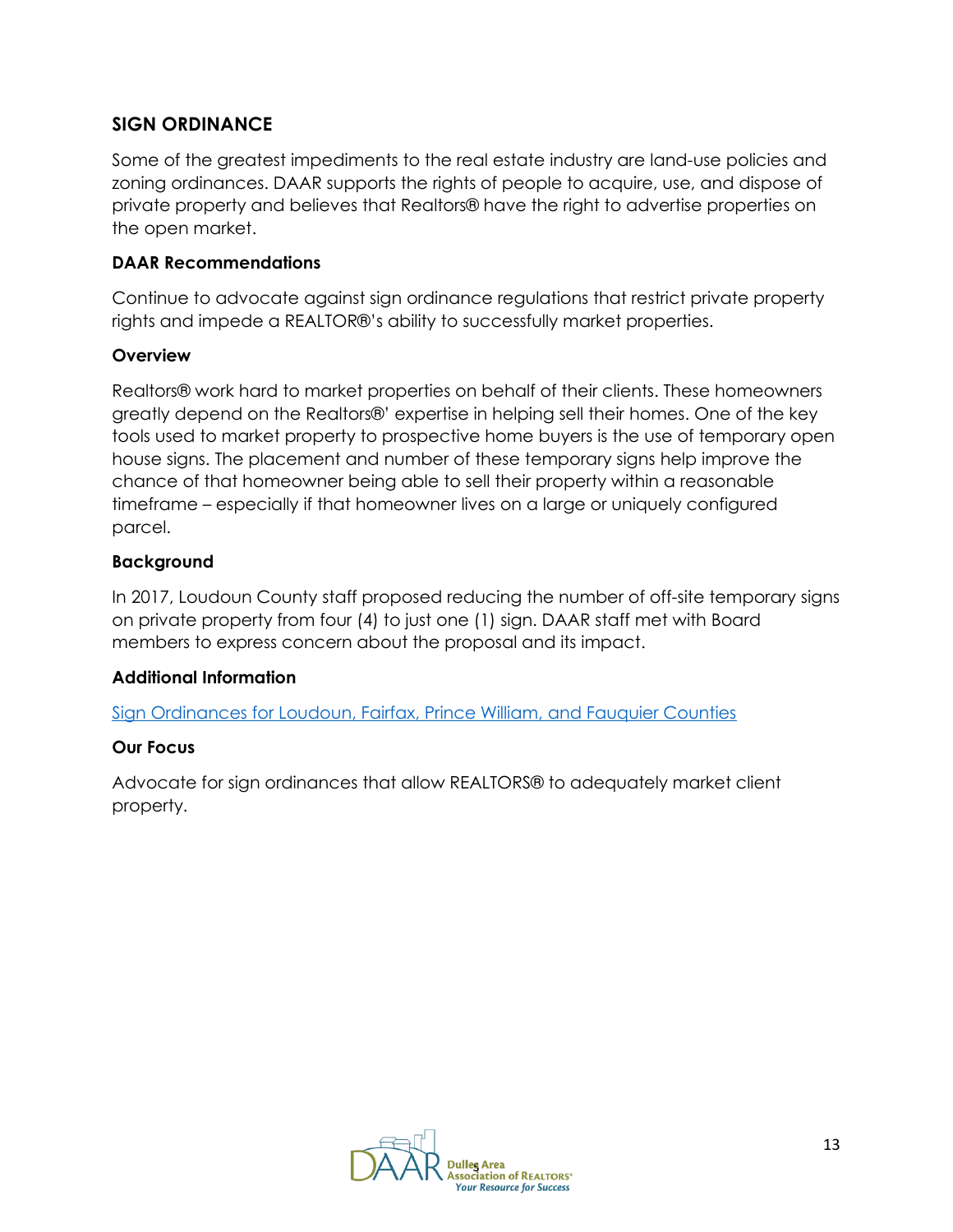## SIGN ORDINANCE

Some of the greatest impediments to the real estate industry are land-use policies and zoning ordinances. DAAR supports the rights of people to acquire, use, and dispose of private property and believes that Realtors® have the right to advertise properties on the open market.

### DAAR Recommendations

Continue to advocate against sign ordinance regulations that restrict private property rights and impede a REALTOR®'s ability to successfully market properties.

### Overview

Realtors® work hard to market properties on behalf of their clients. These homeowners greatly depend on the Realtors®' expertise in helping sell their homes. One of the key tools used to market property to prospective home buyers is the use of temporary open house signs. The placement and number of these temporary signs help improve the chance of that homeowner being able to sell their property within a reasonable timeframe – especially if that homeowner lives on a large or uniquely configured parcel.

### Background

In 2017, Loudoun County staff proposed reducing the number of off-site temporary signs on private property from four (4) to just one (1) sign. DAAR staff met with Board members to express concern about the proposal and its impact.

### Additional Information

Sign Ordinances for Loudoun, Fairfax, Prince William, and Fauquier Counties

### Our Focus

Advocate for sign ordinances that allow REALTORS® to adequately market client property.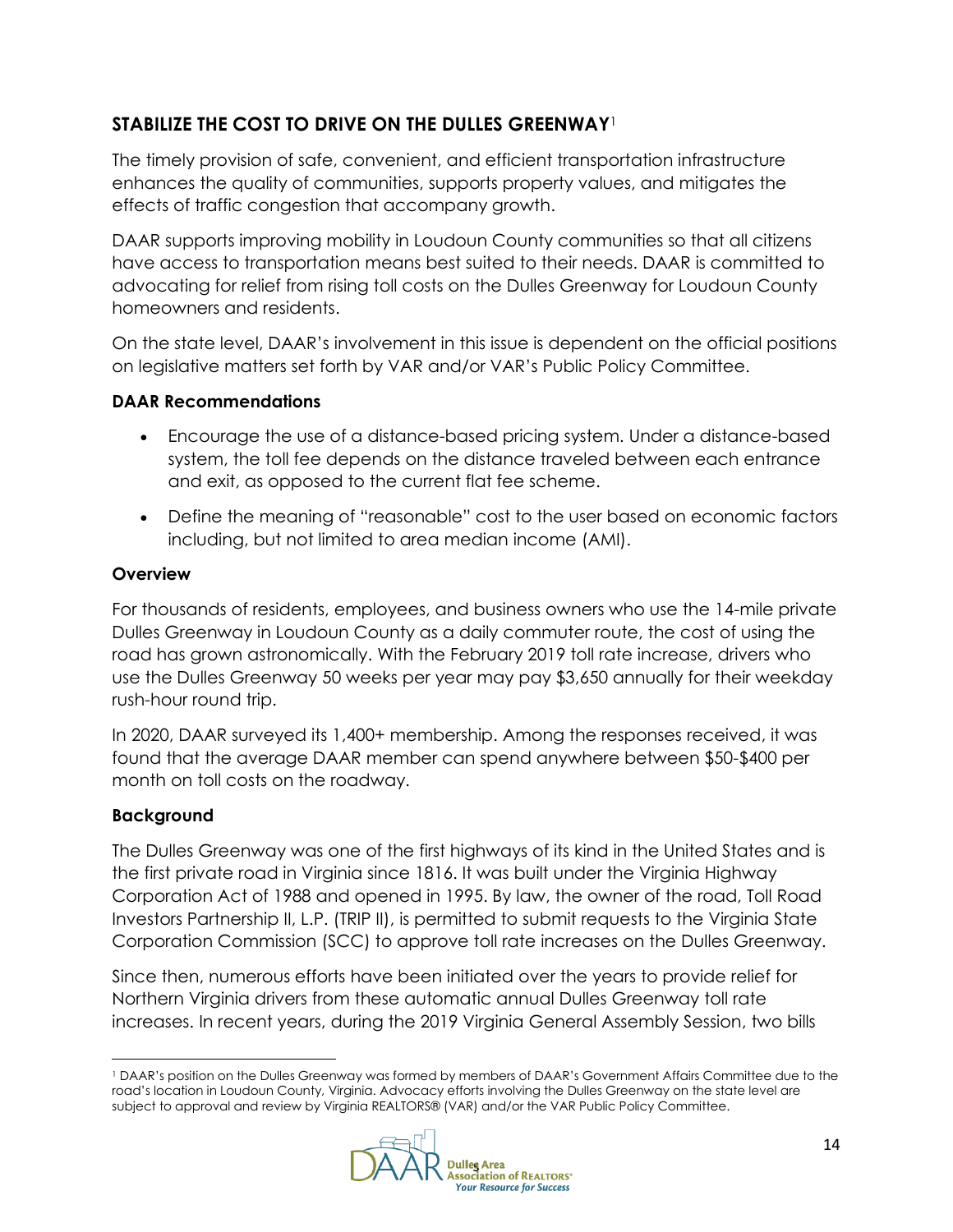## STABILIZE THE COST TO DRIVE ON THE DULLES GREENWAY[1]

The timely provision of safe, convenient, and efficient transportation infrastructure enhances the quality of communities, supports property values, and mitigates the effects of traffic congestion that accompany growth.

DAAR supports improving mobility in Loudoun County communities so that all citizens have access to transportation means best suited to their needs. DAAR is committed to advocating for relief from rising toll costs on the Dulles Greenway for Loudoun County homeowners and residents.

On the state level, DAAR's involvement in this issue is dependent on the official positions on legislative matters set forth by VAR and/or VAR's Public Policy Committee.

### DAAR Recommendations

- Encourage the use of a distance-based pricing system. Under a distance-based system, the toll fee depends on the distance traveled between each entrance and exit, as opposed to the current flat fee scheme.
- Define the meaning of "reasonable" cost to the user based on economic factors including, but not limited to area median income (AMI).

### Overview

For thousands of residents, employees, and business owners who use the 14-mile private Dulles Greenway in Loudoun County as a daily commuter route, the cost of using the road has grown astronomically. With the February 2019 toll rate increase, drivers who use the Dulles Greenway 50 weeks per year may pay $3,650 annually for their weekday rush-hour round trip.

In 2020, DAAR surveyed its 1,400+ membership. Among the responses received, it was found that the average DAAR member can spend anywhere between $50-$400 per month on toll costs on the roadway.

### Background

The Dulles Greenway was one of the first highways of its kind in the United States and is the first private road in Virginia since 1816. It was built under the Virginia Highway Corporation Act of 1988 and opened in 1995. By law, the owner of the road, Toll Road Investors Partnership II, L.P. (TRIP II), is permitted to submit requests to the Virginia State Corporation Commission (SCC) to approve toll rate increases on the Dulles Greenway.

Since then, numerous efforts have been initiated over the years to provide relief for Northern Virginia drivers from these automatic annual Dulles Greenway toll rate increases. In recent years, during the 2019 Virginia General Assembly Session, two bills

[1] DAAR's position on the Dulles Greenway was formed by members of DAAR's Government Affairs Committee due to the road's location in Loudoun County, Virginia. Advocacy efforts involving the Dulles Greenway on the state level are subject to approval and review by Virginia REALTORS® (VAR) and/or the VAR Public Policy Committee.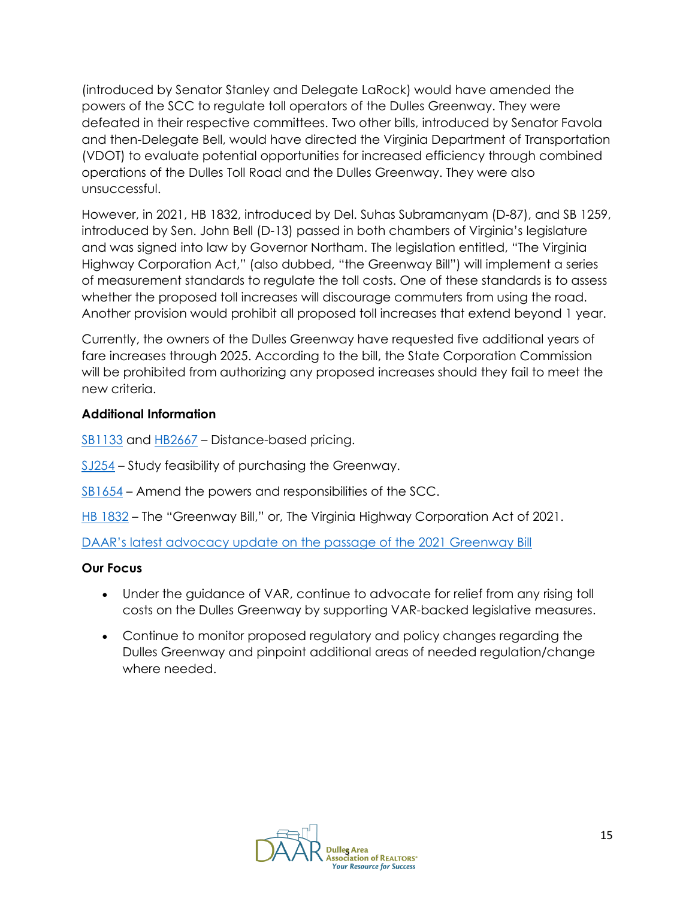(introduced by Senator Stanley and Delegate LaRock) would have amended the powers of the SCC to regulate toll operators of the Dulles Greenway. They were defeated in their respective committees. Two other bills, introduced by Senator Favola and then-Delegate Bell, would have directed the Virginia Department of Transportation (VDOT) to evaluate potential opportunities for increased efficiency through combined operations of the Dulles Toll Road and the Dulles Greenway. They were also unsuccessful.

However, in 2021, HB 1832, introduced by Del. Suhas Subramanyam (D-87), and SB 1259, introduced by Sen. John Bell (D-13) passed in both chambers of Virginia's legislature and was signed into law by Governor Northam. The legislation entitled, "The Virginia Highway Corporation Act," (also dubbed, "the Greenway Bill") will implement a series of measurement standards to regulate the toll costs. One of these standards is to assess whether the proposed toll increases will discourage commuters from using the road. Another provision would prohibit all proposed toll increases that extend beyond 1 year.

Currently, the owners of the Dulles Greenway have requested five additional years of fare increases through 2025. According to the bill, the State Corporation Commission will be prohibited from authorizing any proposed increases should they fail to meet the new criteria.

**Additional Information**

SB1133 and HB2667 – Distance-based pricing.

SJ254 – Study feasibility of purchasing the Greenway.

SB1654 – Amend the powers and responsibilities of the SCC.

HB 1832 – The "Greenway Bill," or, The Virginia Highway Corporation Act of 2021.

DAAR's latest advocacy update on the passage of the 2021 Greenway Bill

**Our Focus**

- Under the guidance of VAR, continue to advocate for relief from any rising toll costs on the Dulles Greenway by supporting VAR-backed legislative measures.
- Continue to monitor proposed regulatory and policy changes regarding the Dulles Greenway and pinpoint additional areas of needed regulation/change where needed.